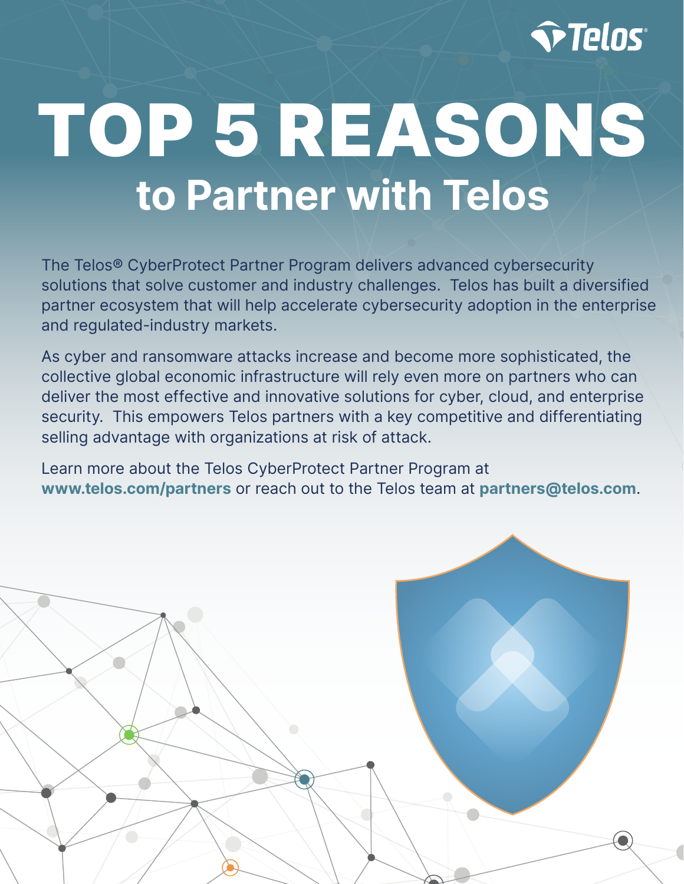# TOP 5 REASONS

## to Partner with Telos

The Telos® CyberProtect Partner Program delivers advanced cybersecurity solutions that solve customer and industry challenges. Telos has built a diversified partner ecosystem that will help accelerate cybersecurity adoption in the enterprise and regulated-industry markets.

As cyber and ransomware attacks increase and become more sophisticated, the collective global economic infrastructure will rely even more on partners who can deliver the most effective and innovative solutions for cyber, cloud, and enterprise security. This empowers Telos partners with a key competitive and differentiating selling advantage with organizations at risk of attack.

Learn more about the Telos CyberProtect Partner Program at **www.telos.com/partners** or reach out to the Telos team at **partners@telos.com**.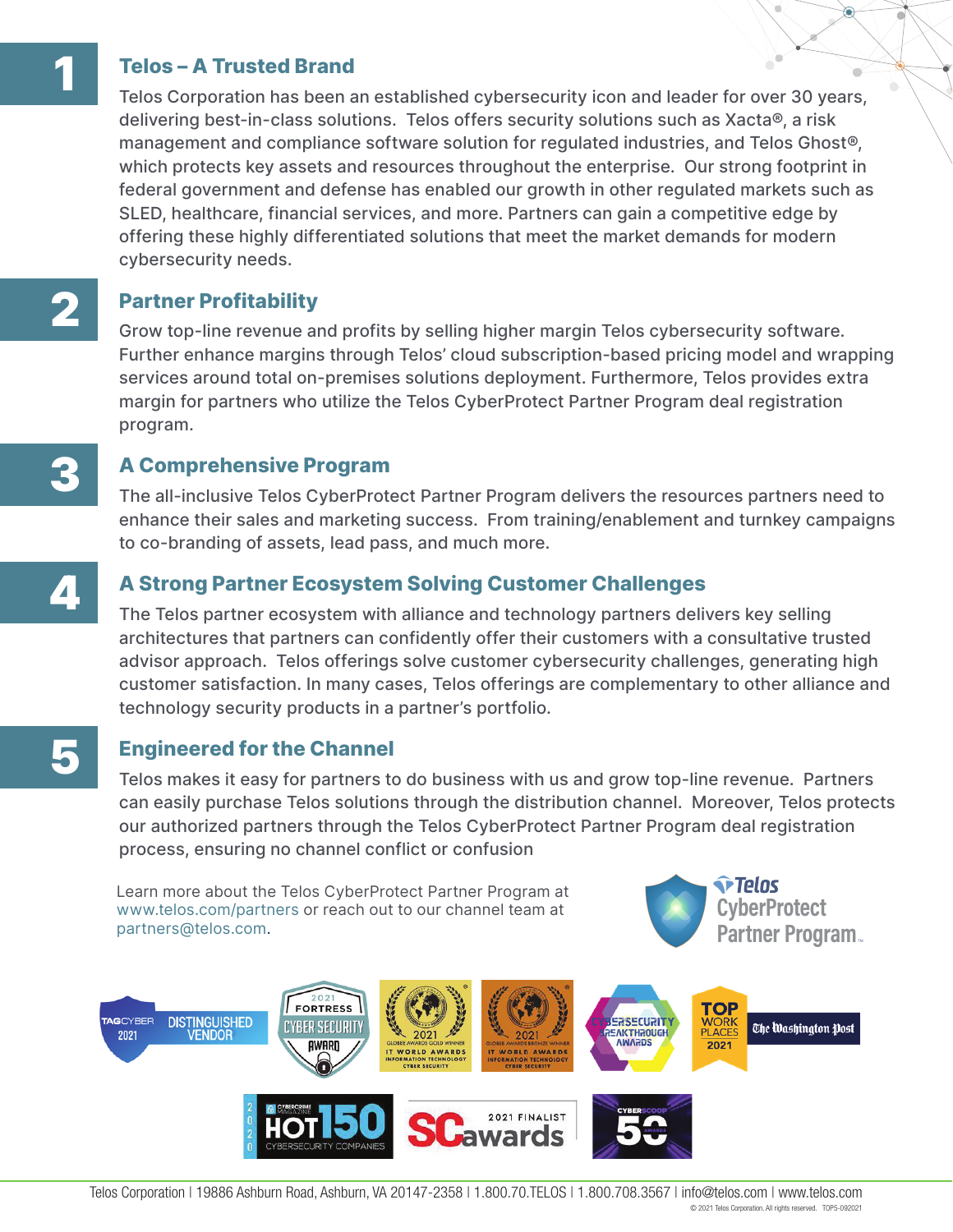## 1 Telos – A Trusted Brand

Telos Corporation has been an established cybersecurity icon and leader for over 30 years, delivering best-in-class solutions. Telos offers security solutions such as Xacta®, a risk management and compliance software solution for regulated industries, and Telos Ghost®, which protects key assets and resources throughout the enterprise. Our strong footprint in federal government and defense has enabled our growth in other regulated markets such as SLED, healthcare, financial services, and more. Partners can gain a competitive edge by offering these highly differentiated solutions that meet the market demands for modern cybersecurity needs.

## 2 Partner Profitability

Grow top-line revenue and profits by selling higher margin Telos cybersecurity software. Further enhance margins through Telos' cloud subscription-based pricing model and wrapping services around total on-premises solutions deployment. Furthermore, Telos provides extra margin for partners who utilize the Telos CyberProtect Partner Program deal registration program.

## 3 A Comprehensive Program

The all-inclusive Telos CyberProtect Partner Program delivers the resources partners need to enhance their sales and marketing success. From training/enablement and turnkey campaigns to co-branding of assets, lead pass, and much more.

## 4 A Strong Partner Ecosystem Solving Customer Challenges

The Telos partner ecosystem with alliance and technology partners delivers key selling architectures that partners can confidently offer their customers with a consultative trusted advisor approach. Telos offerings solve customer cybersecurity challenges, generating high customer satisfaction. In many cases, Telos offerings are complementary to other alliance and technology security products in a partner's portfolio.

## 5 Engineered for the Channel

Telos makes it easy for partners to do business with us and grow top-line revenue. Partners can easily purchase Telos solutions through the distribution channel. Moreover, Telos protects our authorized partners through the Telos CyberProtect Partner Program deal registration process, ensuring no channel conflict or confusion

Learn more about the Telos CyberProtect Partner Program at www.telos.com/partners or reach out to our channel team at partners@telos.com.

Telos CyberProtect Partner Program™

TAG CYBER 2021 DISTINGUISHED VENDOR

2021 FORTRESS CYBER SECURITY AWARD

2021 GLOBEE AWARDS GOLD WINNER IT WORLD AWARDS INFORMATION TECHNOLOGY CYBER SECURITY

2021 GLOBEE AWARDS BRONZE WINNER IT WORLD AWARDS INFORMATION TECHNOLOGY CYBER SECURITY

CYBERSECURITY BREAKTHROUGH AWARDS

TOP WORK PLACES 2021 The Washington Post

2020 CYBERCRIME MAGAZINE HOT 150 CYBERSECURITY COMPANIES

SC awards 2021 FINALIST

CYBERSCOOP 50 AWARDS

Telos Corporation | 19886 Ashburn Road, Ashburn, VA 20147-2358 | 1.800.70.TELOS | 1.800.708.3567 | info@telos.com | www.telos.com

© 2021 Telos Corporation. All rights reserved. TOP5-092021